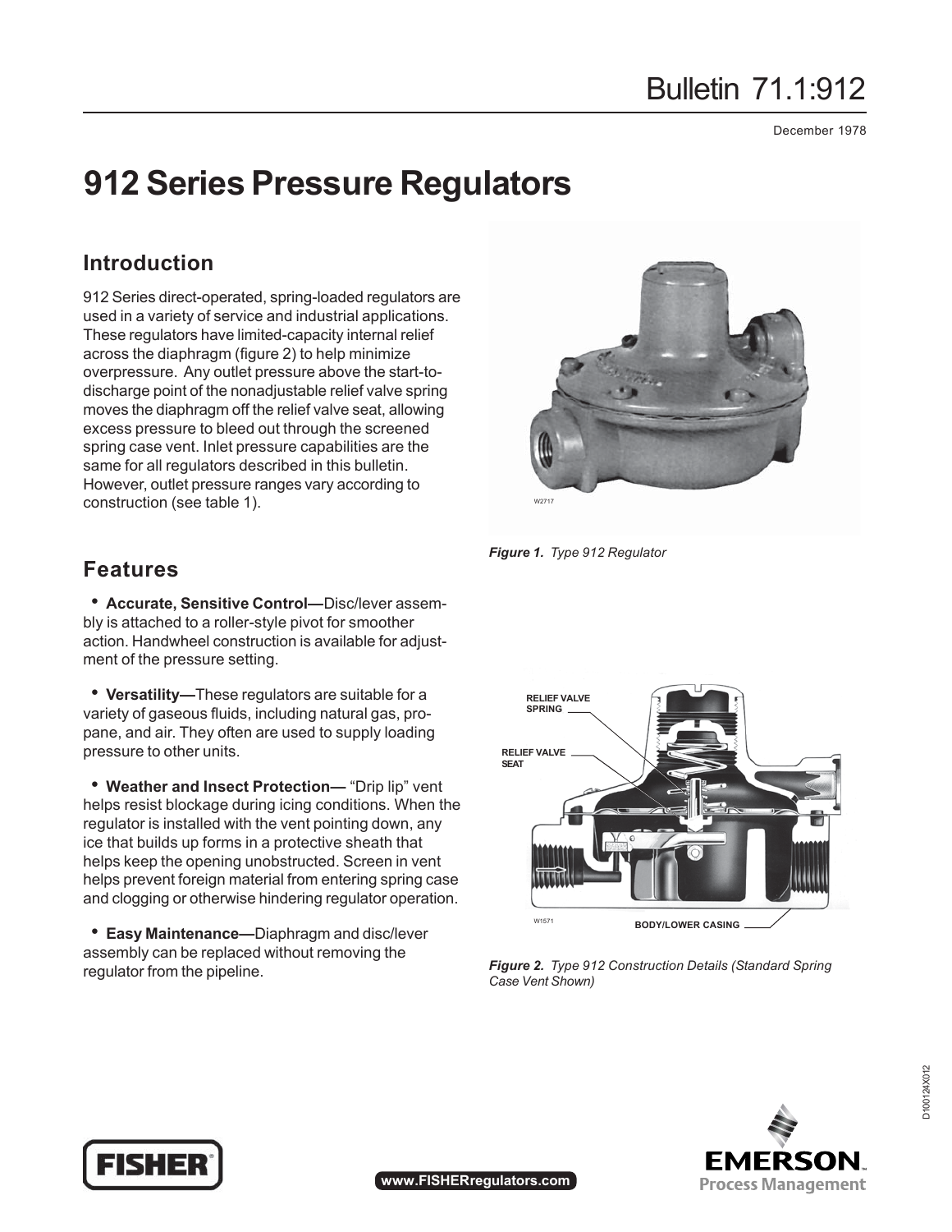Bulletin 71.1:912

December 1978

# 912 Series Pressure Regulators

## Introduction

912 Series direct-operated, spring-loaded regulators are used in a variety of service and industrial applications. These regulators have limited-capacity internal relief across the diaphragm (figure 2) to help minimize overpressure. Any outlet pressure above the start-to-discharge point of the nonadjustable relief valve spring moves the diaphragm off the relief valve seat, allowing excess pressure to bleed out through the screened spring case vent. Inlet pressure capabilities are the same for all regulators described in this bulletin. However, outlet pressure ranges vary according to construction (see table 1).

*Figure 1. Type 912 Regulator*

## Features

- **Accurate, Sensitive Control—**Disc/lever assembly is attached to a roller-style pivot for smoother action. Handwheel construction is available for adjustment of the pressure setting.

- **Versatility—**These regulators are suitable for a variety of gaseous fluids, including natural gas, propane, and air. They often are used to supply loading pressure to other units.

- **Weather and Insect Protection—** "Drip lip" vent helps resist blockage during icing conditions. When the regulator is installed with the vent pointing down, any ice that builds up forms in a protective sheath that helps keep the opening unobstructed. Screen in vent helps prevent foreign material from entering spring case and clogging or otherwise hindering regulator operation.

- **Easy Maintenance—**Diaphragm and disc/lever assembly can be replaced without removing the regulator from the pipeline.

*Figure 2. Type 912 Construction Details (Standard Spring Case Vent Shown)*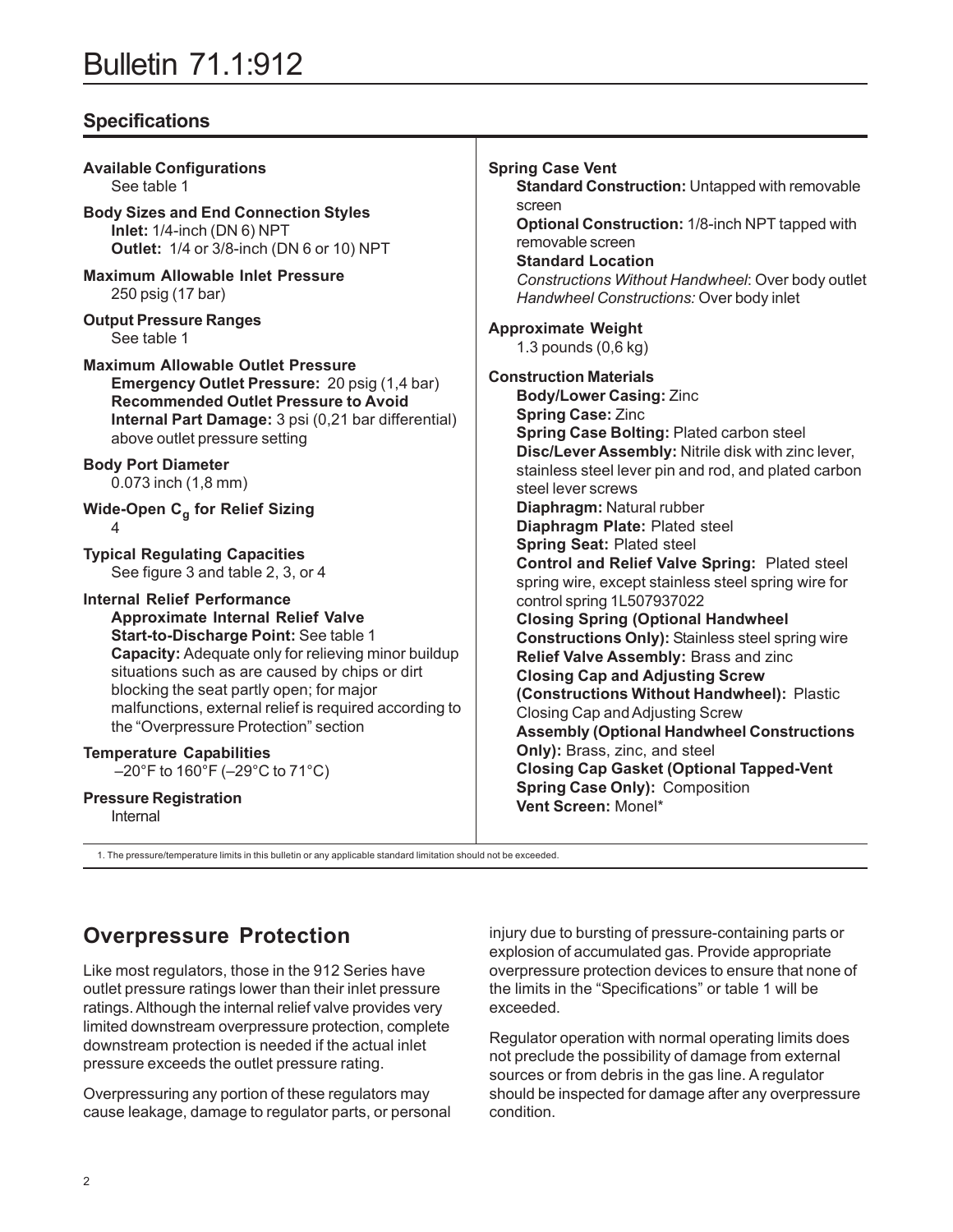## Specifications

**Available Configurations**
See table 1

**Body Sizes and End Connection Styles**
**Inlet:** 1/4-inch (DN 6) NPT
**Outlet:** 1/4 or 3/8-inch (DN 6 or 10) NPT

**Maximum Allowable Inlet Pressure**
250 psig (17 bar)

**Output Pressure Ranges**
See table 1

**Maximum Allowable Outlet Pressure**
**Emergency Outlet Pressure:** 20 psig (1,4 bar)
**Recommended Outlet Pressure to Avoid Internal Part Damage:** 3 psi (0,21 bar differential) above outlet pressure setting

**Body Port Diameter**
0.073 inch (1,8 mm)

**Wide-Open $C_g$ for Relief Sizing**
4

**Typical Regulating Capacities**
See figure 3 and table 2, 3, or 4

**Internal Relief Performance**
**Approximate Internal Relief Valve Start-to-Discharge Point:** See table 1
**Capacity:** Adequate only for relieving minor buildup situations such as are caused by chips or dirt blocking the seat partly open; for major malfunctions, external relief is required according to the "Overpressure Protection" section

**Temperature Capabilities**
–20°F to 160°F (–29°C to 71°C)

**Pressure Registration**
Internal

**Spring Case Vent**
**Standard Construction:** Untapped with removable screen
**Optional Construction:** 1/8-inch NPT tapped with removable screen
**Standard Location**
*Constructions Without Handwheel*: Over body outlet
*Handwheel Constructions:* Over body inlet

**Approximate Weight**
1.3 pounds (0,6 kg)

**Construction Materials**
**Body/Lower Casing:** Zinc
**Spring Case:** Zinc
**Spring Case Bolting:** Plated carbon steel
**Disc/Lever Assembly:** Nitrile disk with zinc lever, stainless steel lever pin and rod, and plated carbon steel lever screws
**Diaphragm:** Natural rubber
**Diaphragm Plate:** Plated steel
**Spring Seat:** Plated steel
**Control and Relief Valve Spring:** Plated steel spring wire, except stainless steel spring wire for control spring 1L507937022
**Closing Spring (Optional Handwheel Constructions Only):** Stainless steel spring wire
**Relief Valve Assembly:** Brass and zinc
**Closing Cap and Adjusting Screw (Constructions Without Handwheel):** Plastic Closing Cap and Adjusting Screw
**Assembly (Optional Handwheel Constructions Only):** Brass, zinc, and steel
**Closing Cap Gasket (Optional Tapped-Vent Spring Case Only):** Composition
**Vent Screen:** Monel*

1. The pressure/temperature limits in this bulletin or any applicable standard limitation should not be exceeded.

## Overpressure Protection

Like most regulators, those in the 912 Series have outlet pressure ratings lower than their inlet pressure ratings. Although the internal relief valve provides very limited downstream overpressure protection, complete downstream protection is needed if the actual inlet pressure exceeds the outlet pressure rating.

Overpressuring any portion of these regulators may cause leakage, damage to regulator parts, or personal injury due to bursting of pressure-containing parts or explosion of accumulated gas. Provide appropriate overpressure protection devices to ensure that none of the limits in the "Specifications" or table 1 will be exceeded.

Regulator operation with normal operating limits does not preclude the possibility of damage from external sources or from debris in the gas line. A regulator should be inspected for damage after any overpressure condition.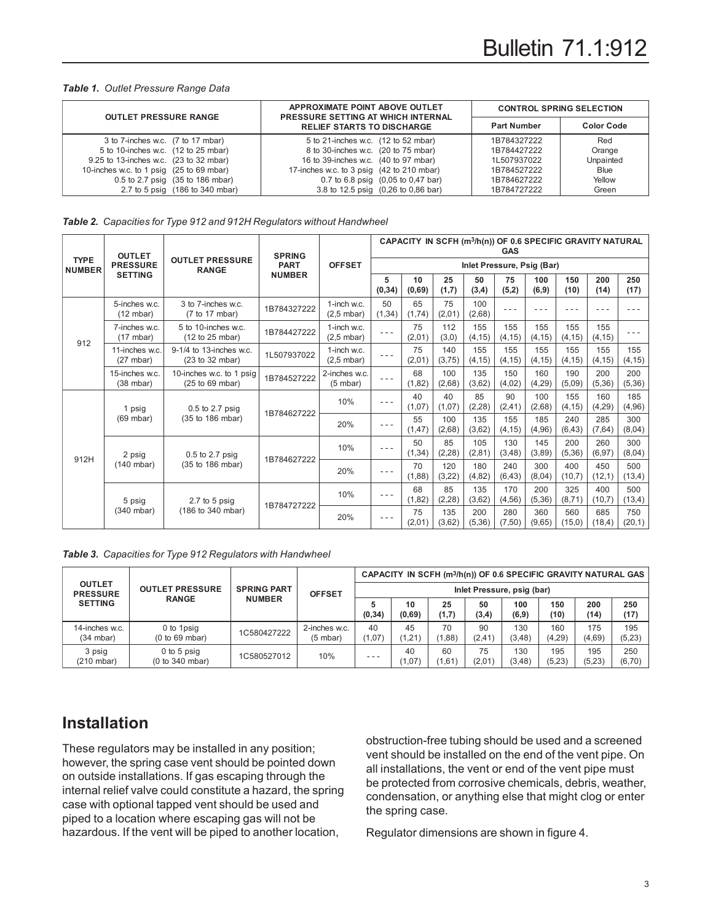*Table 1. Outlet Pressure Range Data*

| OUTLET PRESSURE RANGE | APPROXIMATE POINT ABOVE OUTLET PRESSURE SETTING AT WHICH INTERNAL RELIEF STARTS TO DISCHARGE | CONTROL SPRING SELECTION | |
|---|---|---|---|
| | | Part Number | Color Code |
| 3 to 7-inches w.c. (7 to 17 mbar) | 5 to 21-inches w.c. (12 to 52 mbar) | 1B784327222 | Red |
| 5 to 10-inches w.c. (12 to 25 mbar) | 8 to 30-inches w.c. (20 to 75 mbar) | 1B784427222 | Orange |
| 9.25 to 13-inches w.c. (23 to 32 mbar) | 16 to 39-inches w.c. (40 to 97 mbar) | 1L507937022 | Unpainted |
| 10-inches w.c. to 1 psig (25 to 69 mbar) | 17-inches w.c. to 3 psig (42 to 210 mbar) | 1B784527222 | Blue |
| 0.5 to 2.7 psig (35 to 186 mbar) | 0.7 to 6.8 psig (0,05 to 0,47 bar) | 1B784627222 | Yellow |
| 2.7 to 5 psig (186 to 340 mbar) | 3.8 to 12.5 psig (0,26 to 0,86 bar) | 1B784727222 | Green |

*Table 2. Capacities for Type 912 and 912H Regulators without Handwheel*

| TYPE NUMBER | OUTLET PRESSURE SETTING | OUTLET PRESSURE RANGE | SPRING PART NUMBER | OFFSET | CAPACITY IN SCFH ($m^3/h(n)$) OF 0.6 SPECIFIC GRAVITY NATURAL GAS | | | | | | | | |
|---|---|---|---|---|---|---|---|---|---|---|---|---|---|
| | | | | | Inlet Pressure, Psig (Bar) | | | | | | | | |
| | | | | | 5 (0,34) | 10 (0,69) | 25 (1,7) | 50 (3,4) | 75 (5,2) | 100 (6,9) | 150 (10) | 200 (14) | 250 (17) |
| 912 | 5-inches w.c. (12 mbar) | 3 to 7-inches w.c. (7 to 17 mbar) | 1B784327222 | 1-inch w.c. (2,5 mbar) | 50 (1,34) | 65 (1,74) | 75 (2,01) | 100 (2,68) | - - - | - - - | - - - | - - - | - - - |
| | 7-inches w.c. (17 mbar) | 5 to 10-inches w.c. (12 to 25 mbar) | 1B784427222 | 1-inch w.c. (2,5 mbar) | - - - | 75 (2,01) | 112 (3,0) | 155 (4,15) | 155 (4,15) | 155 (4,15) | 155 (4,15) | 155 (4,15) | - - - |
| | 11-inches w.c. (27 mbar) | 9-1/4 to 13-inches w.c. (23 to 32 mbar) | 1L507937022 | 1-inch w.c. (2,5 mbar) | - - - | 75 (2,01) | 140 (3,75) | 155 (4,15) | 155 (4,15) | 155 (4,15) | 155 (4,15) | 155 (4,15) | 155 (4,15) |
| | 15-inches w.c. (38 mbar) | 10-inches w.c. to 1 psig (25 to 69 mbar) | 1B784527222 | 2-inches w.c. (5 mbar) | - - - | 68 (1,82) | 100 (2,68) | 135 (3,62) | 150 (4,02) | 160 (4,29) | 190 (5,09) | 200 (5,36) | 200 (5,36) |
| 912H | 1 psig (69 mbar) | 0.5 to 2.7 psig (35 to 186 mbar) | 1B784627222 | 10% | - - - | 40 (1,07) | 40 (1,07) | 85 (2,28) | 90 (2,41) | 100 (2,68) | 155 (4,15) | 160 (4,29) | 185 (4,96) |
| | | | | 20% | - - - | 55 (1,47) | 100 (2,68) | 135 (3,62) | 155 (4,15) | 185 (4,96) | 240 (6,43) | 285 (7,64) | 300 (8,04) |
| | 2 psig (140 mbar) | 0.5 to 2.7 psig (35 to 186 mbar) | 1B784627222 | 10% | - - - | 50 (1,34) | 85 (2,28) | 105 (2,81) | 130 (3,48) | 145 (3,89) | 200 (5,36) | 260 (6,97) | 300 (8,04) |
| | | | | 20% | - - - | 70 (1,88) | 120 (3,22) | 180 (4,82) | 240 (6,43) | 300 (8,04) | 400 (10,7) | 450 (12,1) | 500 (13,4) |
| | 5 psig (340 mbar) | 2.7 to 5 psig (186 to 340 mbar) | 1B784727222 | 10% | - - - | 68 (1,82) | 85 (2,28) | 135 (3,62) | 170 (4,56) | 200 (5,36) | 325 (8,71) | 400 (10,7) | 500 (13,4) |
| | | | | 20% | - - - | 75 (2,01) | 135 (3,62) | 200 (5,36) | 280 (7,50) | 360 (9,65) | 560 (15,0) | 685 (18,4) | 750 (20,1) |

*Table 3. Capacities for Type 912 Regulators with Handwheel*

| OUTLET PRESSURE SETTING | OUTLET PRESSURE RANGE | SPRING PART NUMBER | OFFSET | CAPACITY IN SCFH ($m^3/h(n)$) OF 0.6 SPECIFIC GRAVITY NATURAL GAS | | | | | | | |
|---|---|---|---|---|---|---|---|---|---|---|---|
| | | | | Inlet Pressure, psig (bar) | | | | | | | |
| | | | | 5 (0,34) | 10 (0,69) | 25 (1,7) | 50 (3,4) | 100 (6,9) | 150 (10) | 200 (14) | 250 (17) |
| 14-inches w.c. (34 mbar) | 0 to 1psig (0 to 69 mbar) | 1C580427222 | 2-inches w.c. (5 mbar) | 40 (1,07) | 45 (1,21) | 70 (1,88) | 90 (2,41) | 130 (3,48) | 160 (4,29) | 175 (4,69) | 195 (5,23) |
| 3 psig (210 mbar) | 0 to 5 psig (0 to 340 mbar) | 1C580527012 | 10% | - - - | 40 (1,07) | 60 (1,61) | 75 (2,01) | 130 (3,48) | 195 (5,23) | 195 (5,23) | 250 (6,70) |

## Installation

These regulators may be installed in any position; however, the spring case vent should be pointed down on outside installations. If gas escaping through the internal relief valve could constitute a hazard, the spring case with optional tapped vent should be used and piped to a location where escaping gas will not be hazardous. If the vent will be piped to another location, obstruction-free tubing should be used and a screened vent should be installed on the end of the vent pipe. On all installations, the vent or end of the vent pipe must be protected from corrosive chemicals, debris, weather, condensation, or anything else that might clog or enter the spring case.

Regulator dimensions are shown in figure 4.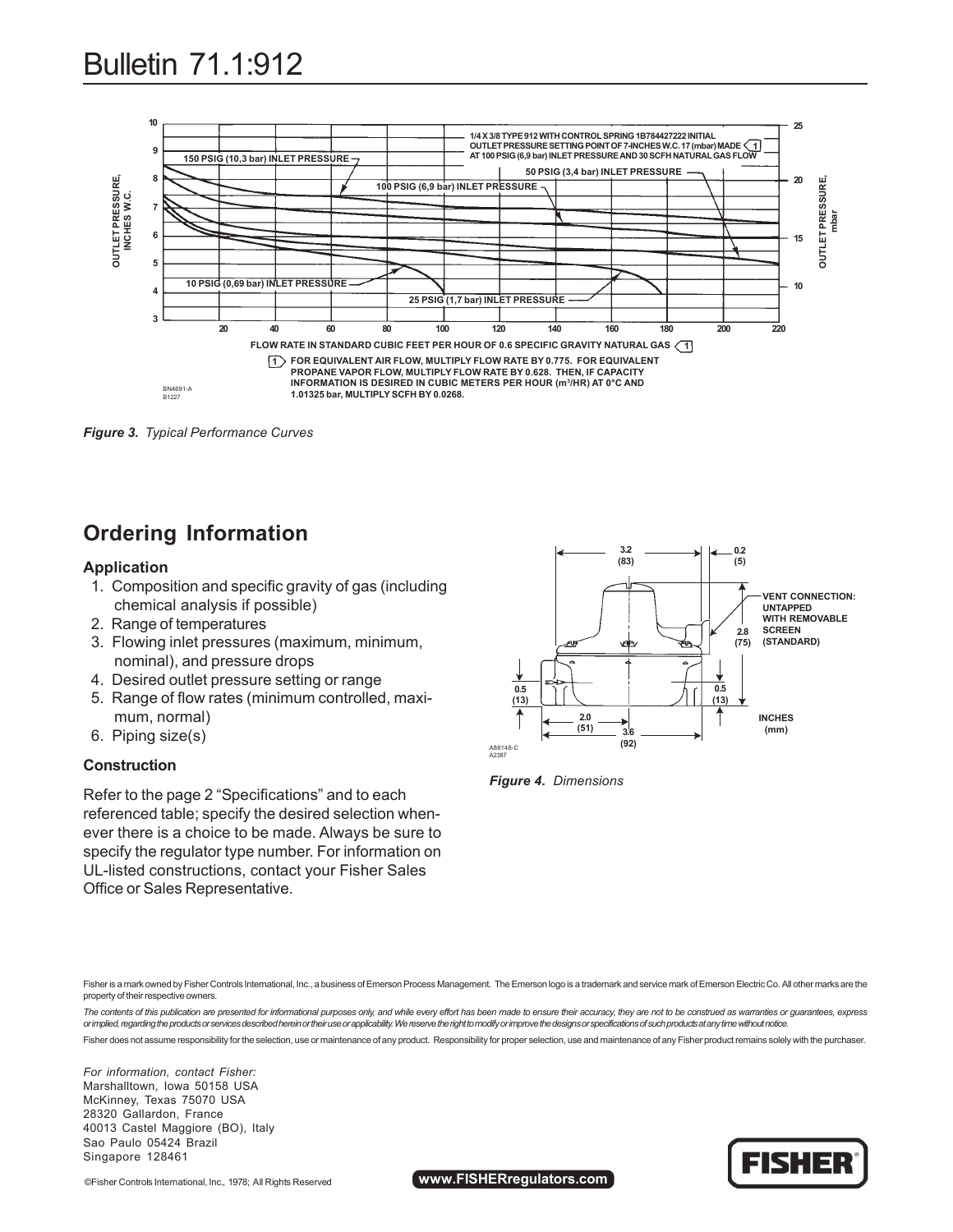1/4 X 3/8 TYPE 912 WITH CONTROL SPRING 1B784427222 INITIAL OUTLET PRESSURE SETTING POINT OF 7-INCHES W.C. 17 (mbar) MADE [1] AT 100 PSIG (6,9 bar) INLET PRESSURE AND 30 SCFH NATURAL GAS FLOW

150 PSIG (10,3 bar) INLET PRESSURE

100 PSIG (6,9 bar) INLET PRESSURE

50 PSIG (3,4 bar) INLET PRESSURE

10 PSIG (0,69 bar) INLET PRESSURE

25 PSIG (1,7 bar) INLET PRESSURE

OUTLET PRESSURE, INCHES W.C.

3 4 5 6 7 8 9 10

OUTLET PRESSURE, mbar

10 15 20 25

20 40 60 80 100 120 140 160 180 200 220

FLOW RATE IN STANDARD CUBIC FEET PER HOUR OF 0.6 SPECIFIC GRAVITY NATURAL GAS [1]

[1] FOR EQUIVALENT AIR FLOW, MULTIPLY FLOW RATE BY 0.775. FOR EQUIVALENT PROPANE VAPOR FLOW, MULTIPLY FLOW RATE BY 0.628. THEN, IF CAPACITY INFORMATION IS DESIRED IN CUBIC METERS PER HOUR ($m^3$/HR) AT 0°C AND 1.01325 bar, MULTIPLY SCFH BY 0.0268.

BN4691-A
B1227

***Figure 3.*** *Typical Performance Curves*

## Ordering Information

### Application

1. Composition and specific gravity of gas (including chemical analysis if possible)
2. Range of temperatures
3. Flowing inlet pressures (maximum, minimum, nominal), and pressure drops
4. Desired outlet pressure setting or range
5. Range of flow rates (minimum controlled, maximum, normal)
6. Piping size(s)

### Construction

Refer to the page 2 "Specifications" and to each referenced table; specify the desired selection whenever there is a choice to be made. Always be sure to specify the regulator type number. For information on UL-listed constructions, contact your Fisher Sales Office or Sales Representative.

3.2 (83)

0.2 (5)

VENT CONNECTION: UNTAPPED WITH REMOVABLE SCREEN (STANDARD)

2.8 (75)

0.5 (13)

0.5 (13)

2.0 (51)

3.6 (92)

INCHES (mm)

A88148-C
A2387

***Figure 4.*** *Dimensions*

Fisher is a mark owned by Fisher Controls International, Inc., a business of Emerson Process Management. The Emerson logo is a trademark and service mark of Emerson Electric Co. All other marks are the property of their respective owners.

*The contents of this publication are presented for informational purposes only, and while every effort has been made to ensure their accuracy, they are not to be construed as warranties or guarantees, express or implied, regarding the products or services described herein or their use or applicability. We reserve the right to modify or improve the designs or specifications of such products at any time without notice.*

Fisher does not assume responsibility for the selection, use or maintenance of any product. Responsibility for proper selection, use and maintenance of any Fisher product remains solely with the purchaser.

*For information, contact Fisher:*
Marshalltown, Iowa 50158 USA
McKinney, Texas 75070 USA
28320 Gallardon, France
40013 Castel Maggiore (BO), Italy
Sao Paulo 05424 Brazil
Singapore 128461

©Fisher Controls International, Inc., 1978; All Rights Reserved

www.FISHERregulators.com